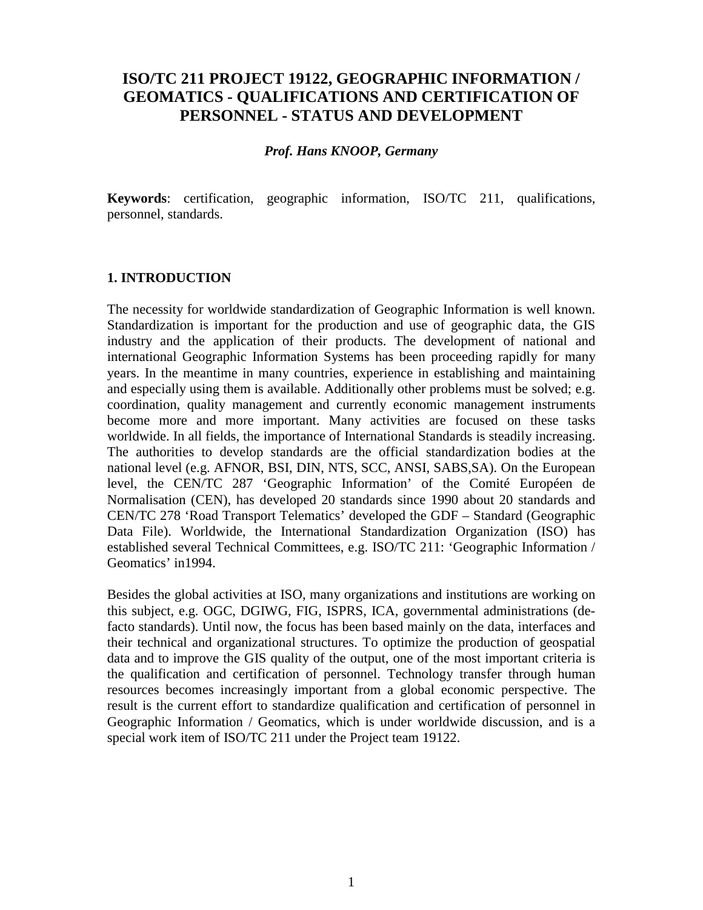# ISO/TC 211 PROJECT 19122, GEOGRAPHIC INFORMATION / GEOMATICS - QUALIFICATIONS AND CERTIFICATION OF PERSONNEL - STATUS AND DEVELOPMENT

***Prof. Hans KNOOP, Germany***

**Keywords**: certification, geographic information, ISO/TC 211, qualifications, personnel, standards.

## 1. INTRODUCTION

The necessity for worldwide standardization of Geographic Information is well known. Standardization is important for the production and use of geographic data, the GIS industry and the application of their products. The development of national and international Geographic Information Systems has been proceeding rapidly for many years. In the meantime in many countries, experience in establishing and maintaining and especially using them is available. Additionally other problems must be solved; e.g. coordination, quality management and currently economic management instruments become more and more important. Many activities are focused on these tasks worldwide. In all fields, the importance of International Standards is steadily increasing. The authorities to develop standards are the official standardization bodies at the national level (e.g. AFNOR, BSI, DIN, NTS, SCC, ANSI, SABS,SA). On the European level, the CEN/TC 287 'Geographic Information' of the Comité Européen de Normalisation (CEN), has developed 20 standards since 1990 about 20 standards and CEN/TC 278 'Road Transport Telematics' developed the GDF – Standard (Geographic Data File). Worldwide, the International Standardization Organization (ISO) has established several Technical Committees, e.g. ISO/TC 211: 'Geographic Information / Geomatics' in1994.

Besides the global activities at ISO, many organizations and institutions are working on this subject, e.g. OGC, DGIWG, FIG, ISPRS, ICA, governmental administrations (de-facto standards). Until now, the focus has been based mainly on the data, interfaces and their technical and organizational structures. To optimize the production of geospatial data and to improve the GIS quality of the output, one of the most important criteria is the qualification and certification of personnel. Technology transfer through human resources becomes increasingly important from a global economic perspective. The result is the current effort to standardize qualification and certification of personnel in Geographic Information / Geomatics, which is under worldwide discussion, and is a special work item of ISO/TC 211 under the Project team 19122.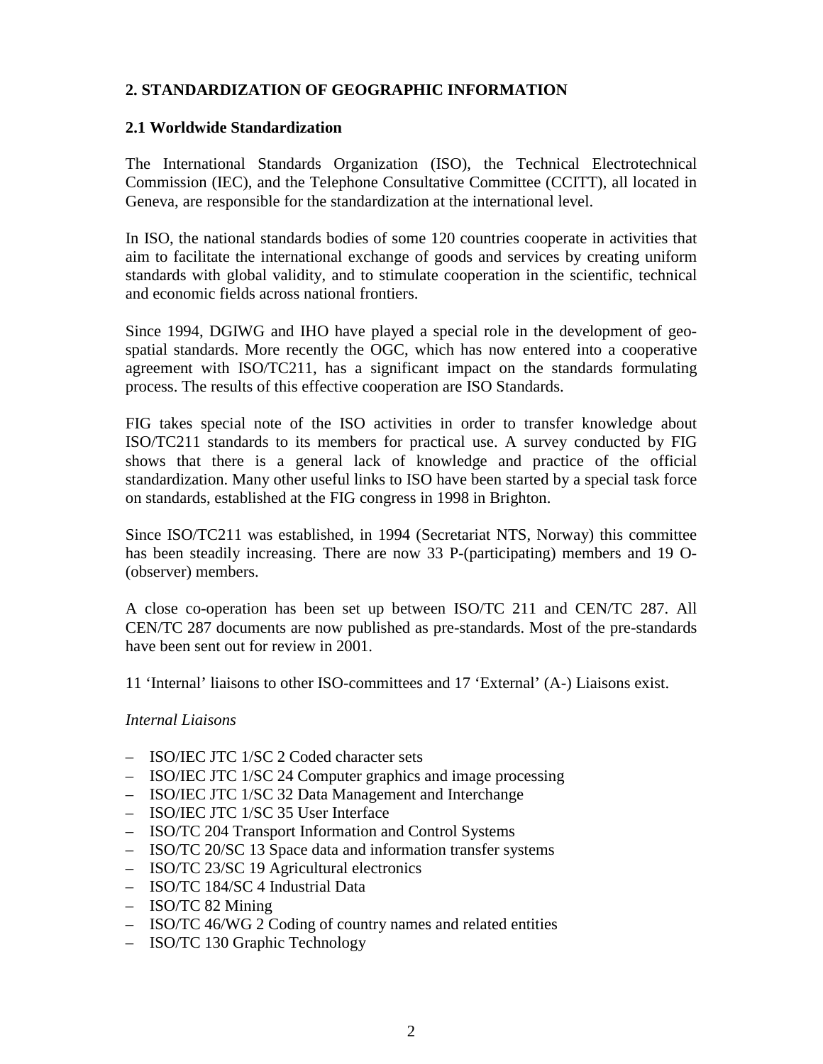## 2. STANDARDIZATION OF GEOGRAPHIC INFORMATION

### 2.1 Worldwide Standardization

The International Standards Organization (ISO), the Technical Electrotechnical Commission (IEC), and the Telephone Consultative Committee (CCITT), all located in Geneva, are responsible for the standardization at the international level.

In ISO, the national standards bodies of some 120 countries cooperate in activities that aim to facilitate the international exchange of goods and services by creating uniform standards with global validity, and to stimulate cooperation in the scientific, technical and economic fields across national frontiers.

Since 1994, DGIWG and IHO have played a special role in the development of geo-spatial standards. More recently the OGC, which has now entered into a cooperative agreement with ISO/TC211, has a significant impact on the standards formulating process. The results of this effective cooperation are ISO Standards.

FIG takes special note of the ISO activities in order to transfer knowledge about ISO/TC211 standards to its members for practical use. A survey conducted by FIG shows that there is a general lack of knowledge and practice of the official standardization. Many other useful links to ISO have been started by a special task force on standards, established at the FIG congress in 1998 in Brighton.

Since ISO/TC211 was established, in 1994 (Secretariat NTS, Norway) this committee has been steadily increasing. There are now 33 P-(participating) members and 19 O-(observer) members.

A close co-operation has been set up between ISO/TC 211 and CEN/TC 287. All CEN/TC 287 documents are now published as pre-standards. Most of the pre-standards have been sent out for review in 2001.

11 'Internal' liaisons to other ISO-committees and 17 'External' (A-) Liaisons exist.

*Internal Liaisons*

- ISO/IEC JTC 1/SC 2 Coded character sets
- ISO/IEC JTC 1/SC 24 Computer graphics and image processing
- ISO/IEC JTC 1/SC 32 Data Management and Interchange
- ISO/IEC JTC 1/SC 35 User Interface
- ISO/TC 204 Transport Information and Control Systems
- ISO/TC 20/SC 13 Space data and information transfer systems
- ISO/TC 23/SC 19 Agricultural electronics
- ISO/TC 184/SC 4 Industrial Data
- ISO/TC 82 Mining
- ISO/TC 46/WG 2 Coding of country names and related entities
- ISO/TC 130 Graphic Technology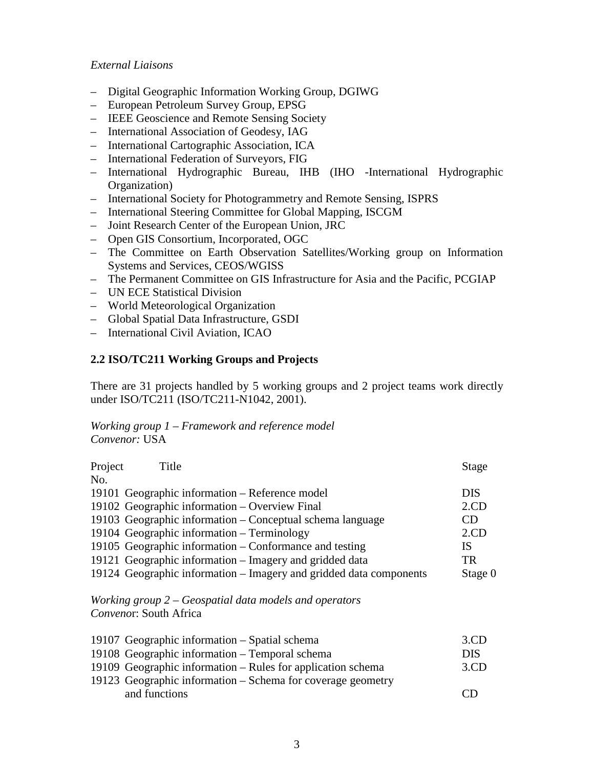*External Liaisons*

– Digital Geographic Information Working Group, DGIWG
– European Petroleum Survey Group, EPSG
– IEEE Geoscience and Remote Sensing Society
– International Association of Geodesy, IAG
– International Cartographic Association, ICA
– International Federation of Surveyors, FIG
– International Hydrographic Bureau, IHB (IHO -International Hydrographic Organization)
– International Society for Photogrammetry and Remote Sensing, ISPRS
– International Steering Committee for Global Mapping, ISCGM
– Joint Research Center of the European Union, JRC
– Open GIS Consortium, Incorporated, OGC
– The Committee on Earth Observation Satellites/Working group on Information Systems and Services, CEOS/WGISS
– The Permanent Committee on GIS Infrastructure for Asia and the Pacific, PCGIAP
– UN ECE Statistical Division
– World Meteorological Organization
– Global Spatial Data Infrastructure, GSDI
– International Civil Aviation, ICAO

## 2.2 ISO/TC211 Working Groups and Projects

There are 31 projects handled by 5 working groups and 2 project teams work directly under ISO/TC211 (ISO/TC211-N1042, 2001).

*Working group 1 – Framework and reference model*
*Convenor:* USA

| Project No. | Title | Stage |
|---|---|---|
| 19101 | Geographic information – Reference model | DIS |
| 19102 | Geographic information – Overview Final | 2.CD |
| 19103 | Geographic information – Conceptual schema language | CD |
| 19104 | Geographic information – Terminology | 2.CD |
| 19105 | Geographic information – Conformance and testing | IS |
| 19121 | Geographic information – Imagery and gridded data | TR |
| 19124 | Geographic information – Imagery and gridded data components | Stage 0 |

*Working group 2 – Geospatial data models and operators*
*Convenor*: South Africa

| Project No. | Title | Stage |
|---|---|---|
| 19107 | Geographic information – Spatial schema | 3.CD |
| 19108 | Geographic information – Temporal schema | DIS |
| 19109 | Geographic information – Rules for application schema | 3.CD |
| 19123 | Geographic information – Schema for coverage geometry and functions | CD |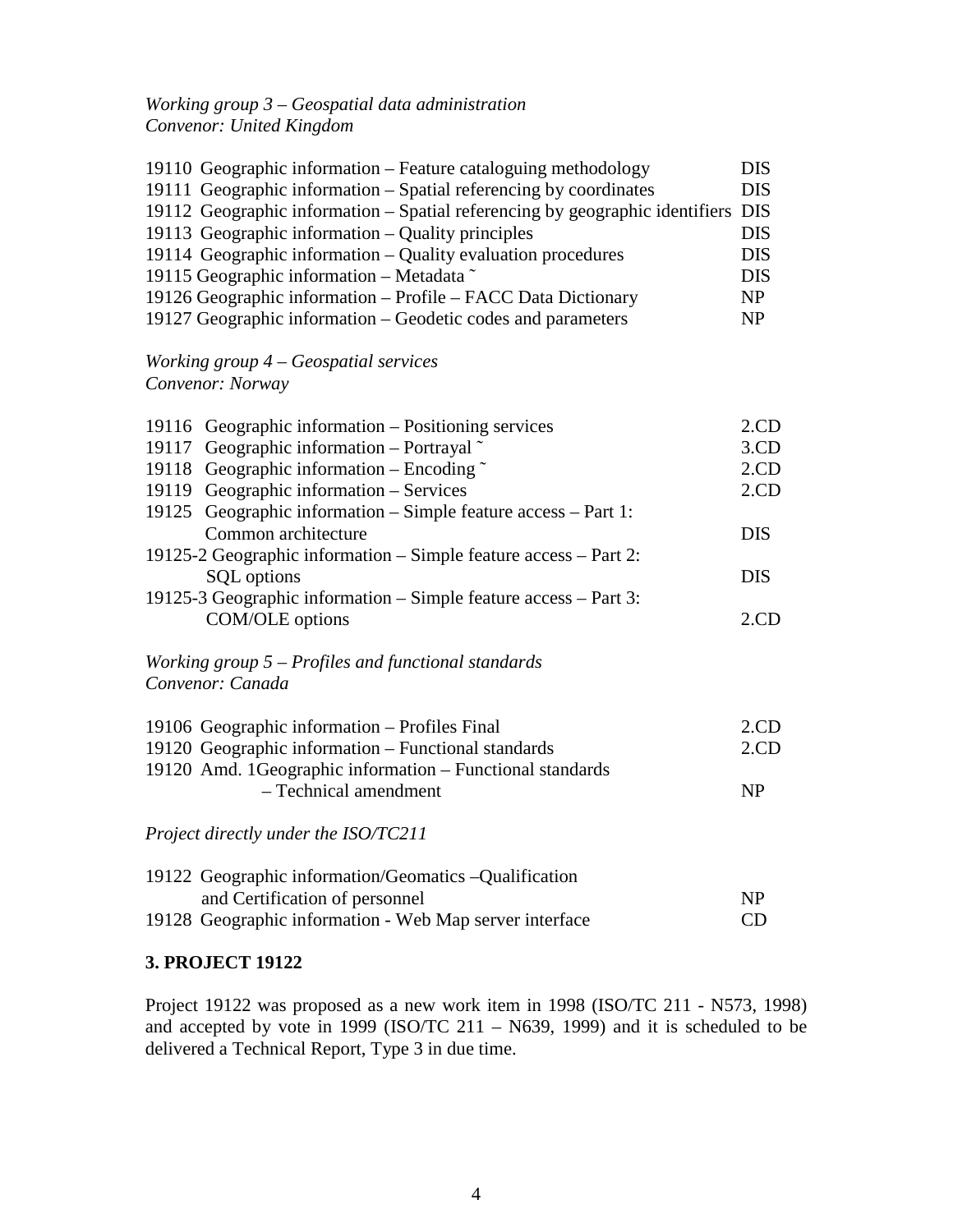*Working group 3 – Geospatial data administration*
*Convenor: United Kingdom*

| | |
|---|---|
| 19110 Geographic information – Feature cataloguing methodology | DIS |
| 19111 Geographic information – Spatial referencing by coordinates | DIS |
| 19112 Geographic information – Spatial referencing by geographic identifiers | DIS |
| 19113 Geographic information – Quality principles | DIS |
| 19114 Geographic information – Quality evaluation procedures | DIS |
| 19115 Geographic information – Metadata ˜ | DIS |
| 19126 Geographic information – Profile – FACC Data Dictionary | NP |
| 19127 Geographic information – Geodetic codes and parameters | NP |

*Working group 4 – Geospatial services*
*Convenor: Norway*

| | |
|---|---|
| 19116 Geographic information – Positioning services | 2.CD |
| 19117 Geographic information – Portrayal ˜ | 3.CD |
| 19118 Geographic information – Encoding ˜ | 2.CD |
| 19119 Geographic information – Services | 2.CD |
| 19125 Geographic information – Simple feature access – Part 1: Common architecture | DIS |
| 19125-2 Geographic information – Simple feature access – Part 2: SQL options | DIS |
| 19125-3 Geographic information – Simple feature access – Part 3: COM/OLE options | 2.CD |

*Working group 5 – Profiles and functional standards*
*Convenor: Canada*

| | |
|---|---|
| 19106 Geographic information – Profiles Final | 2.CD |
| 19120 Geographic information – Functional standards | 2.CD |
| 19120 Amd. 1Geographic information – Functional standards – Technical amendment | NP |

*Project directly under the ISO/TC211*

| | |
|---|---|
| 19122 Geographic information/Geomatics –Qualification and Certification of personnel | NP |
| 19128 Geographic information - Web Map server interface | CD |

**3. PROJECT 19122**

Project 19122 was proposed as a new work item in 1998 (ISO/TC 211 - N573, 1998) and accepted by vote in 1999 (ISO/TC 211 – N639, 1999) and it is scheduled to be delivered a Technical Report, Type 3 in due time.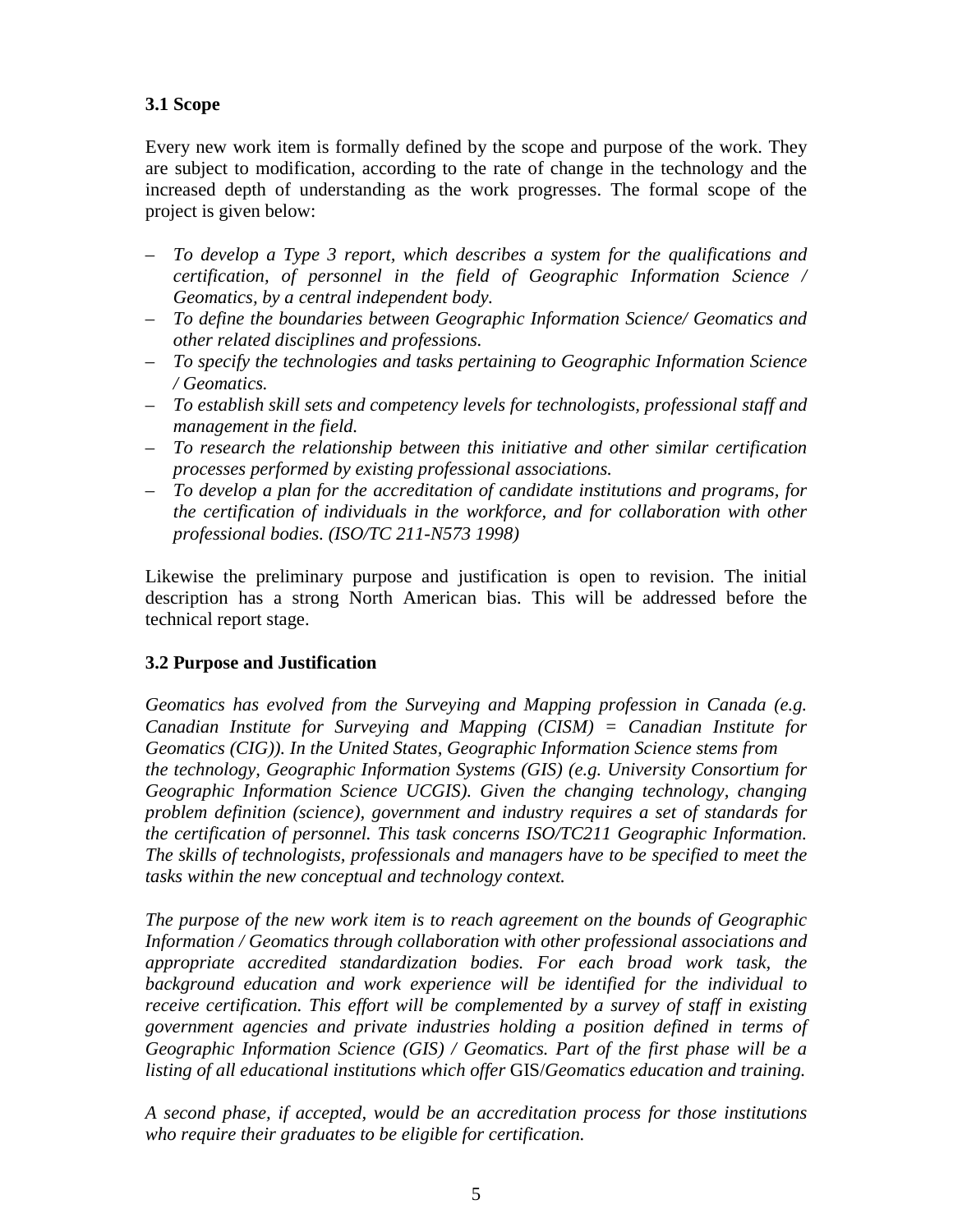### 3.1 Scope

Every new work item is formally defined by the scope and purpose of the work. They are subject to modification, according to the rate of change in the technology and the increased depth of understanding as the work progresses. The formal scope of the project is given below:

- *To develop a Type 3 report, which describes a system for the qualifications and certification, of personnel in the field of Geographic Information Science / Geomatics, by a central independent body.*
- *To define the boundaries between Geographic Information Science/ Geomatics and other related disciplines and professions.*
- *To specify the technologies and tasks pertaining to Geographic Information Science / Geomatics.*
- *To establish skill sets and competency levels for technologists, professional staff and management in the field.*
- *To research the relationship between this initiative and other similar certification processes performed by existing professional associations.*
- *To develop a plan for the accreditation of candidate institutions and programs, for the certification of individuals in the workforce, and for collaboration with other professional bodies. (ISO/TC 211-N573 1998)*

Likewise the preliminary purpose and justification is open to revision. The initial description has a strong North American bias. This will be addressed before the technical report stage.

### 3.2 Purpose and Justification

*Geomatics has evolved from the Surveying and Mapping profession in Canada (e.g. Canadian Institute for Surveying and Mapping (CISM) = Canadian Institute for Geomatics (CIG)). In the United States, Geographic Information Science stems from the technology, Geographic Information Systems (GIS) (e.g. University Consortium for Geographic Information Science UCGIS). Given the changing technology, changing problem definition (science), government and industry requires a set of standards for the certification of personnel. This task concerns ISO/TC211 Geographic Information. The skills of technologists, professionals and managers have to be specified to meet the tasks within the new conceptual and technology context.*

*The purpose of the new work item is to reach agreement on the bounds of Geographic Information / Geomatics through collaboration with other professional associations and appropriate accredited standardization bodies. For each broad work task, the background education and work experience will be identified for the individual to receive certification. This effort will be complemented by a survey of staff in existing government agencies and private industries holding a position defined in terms of Geographic Information Science (GIS) / Geomatics. Part of the first phase will be a listing of all educational institutions which offer* GIS/*Geomatics education and training.*

*A second phase, if accepted, would be an accreditation process for those institutions who require their graduates to be eligible for certification.*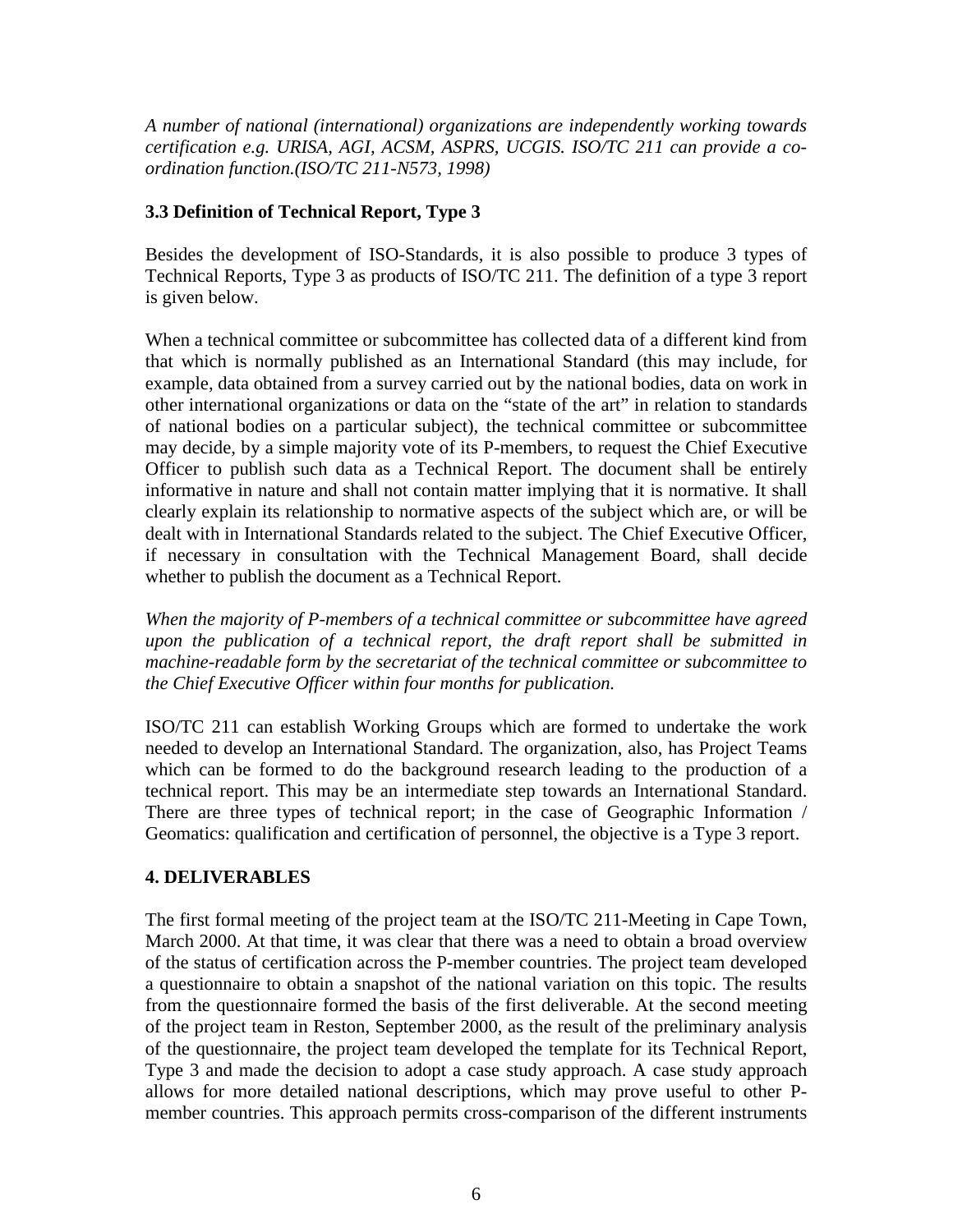*A number of national (international) organizations are independently working towards certification e.g. URISA, AGI, ACSM, ASPRS, UCGIS. ISO/TC 211 can provide a co-ordination function.(ISO/TC 211-N573, 1998)*

### 3.3 Definition of Technical Report, Type 3

Besides the development of ISO-Standards, it is also possible to produce 3 types of Technical Reports, Type 3 as products of ISO/TC 211. The definition of a type 3 report is given below.

When a technical committee or subcommittee has collected data of a different kind from that which is normally published as an International Standard (this may include, for example, data obtained from a survey carried out by the national bodies, data on work in other international organizations or data on the "state of the art" in relation to standards of national bodies on a particular subject), the technical committee or subcommittee may decide, by a simple majority vote of its P-members, to request the Chief Executive Officer to publish such data as a Technical Report. The document shall be entirely informative in nature and shall not contain matter implying that it is normative. It shall clearly explain its relationship to normative aspects of the subject which are, or will be dealt with in International Standards related to the subject. The Chief Executive Officer, if necessary in consultation with the Technical Management Board, shall decide whether to publish the document as a Technical Report.

*When the majority of P-members of a technical committee or subcommittee have agreed upon the publication of a technical report, the draft report shall be submitted in machine-readable form by the secretariat of the technical committee or subcommittee to the Chief Executive Officer within four months for publication.*

ISO/TC 211 can establish Working Groups which are formed to undertake the work needed to develop an International Standard. The organization, also, has Project Teams which can be formed to do the background research leading to the production of a technical report. This may be an intermediate step towards an International Standard. There are three types of technical report; in the case of Geographic Information / Geomatics: qualification and certification of personnel, the objective is a Type 3 report.

## 4. DELIVERABLES

The first formal meeting of the project team at the ISO/TC 211-Meeting in Cape Town, March 2000. At that time, it was clear that there was a need to obtain a broad overview of the status of certification across the P-member countries. The project team developed a questionnaire to obtain a snapshot of the national variation on this topic. The results from the questionnaire formed the basis of the first deliverable. At the second meeting of the project team in Reston, September 2000, as the result of the preliminary analysis of the questionnaire, the project team developed the template for its Technical Report, Type 3 and made the decision to adopt a case study approach. A case study approach allows for more detailed national descriptions, which may prove useful to other P-member countries. This approach permits cross-comparison of the different instruments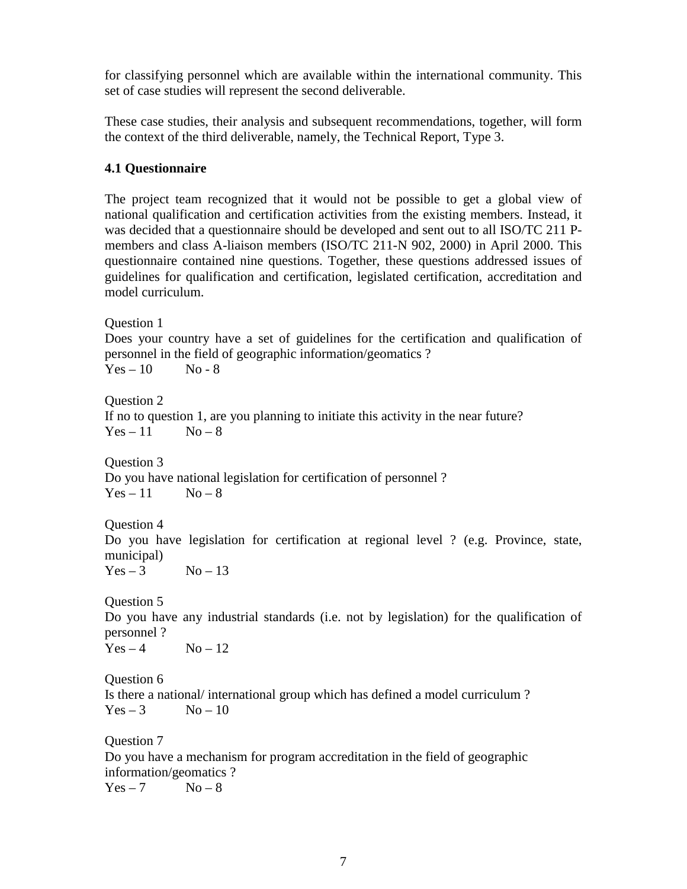for classifying personnel which are available within the international community. This set of case studies will represent the second deliverable.

These case studies, their analysis and subsequent recommendations, together, will form the context of the third deliverable, namely, the Technical Report, Type 3.

### 4.1 Questionnaire

The project team recognized that it would not be possible to get a global view of national qualification and certification activities from the existing members. Instead, it was decided that a questionnaire should be developed and sent out to all ISO/TC 211 P-members and class A-liaison members (ISO/TC 211-N 902, 2000) in April 2000. This questionnaire contained nine questions. Together, these questions addressed issues of guidelines for qualification and certification, legislated certification, accreditation and model curriculum.

Question 1
Does your country have a set of guidelines for the certification and qualification of personnel in the field of geographic information/geomatics ?
Yes – 10 No - 8

Question 2
If no to question 1, are you planning to initiate this activity in the near future?
Yes – 11 No – 8

Question 3
Do you have national legislation for certification of personnel ?
Yes – 11 No – 8

Question 4
Do you have legislation for certification at regional level ? (e.g. Province, state, municipal)
Yes – 3 No – 13

Question 5
Do you have any industrial standards (i.e. not by legislation) for the qualification of personnel ?
Yes – 4 No – 12

Question 6
Is there a national/ international group which has defined a model curriculum ?
Yes – 3 No – 10

Question 7
Do you have a mechanism for program accreditation in the field of geographic information/geomatics ?
Yes – 7 No – 8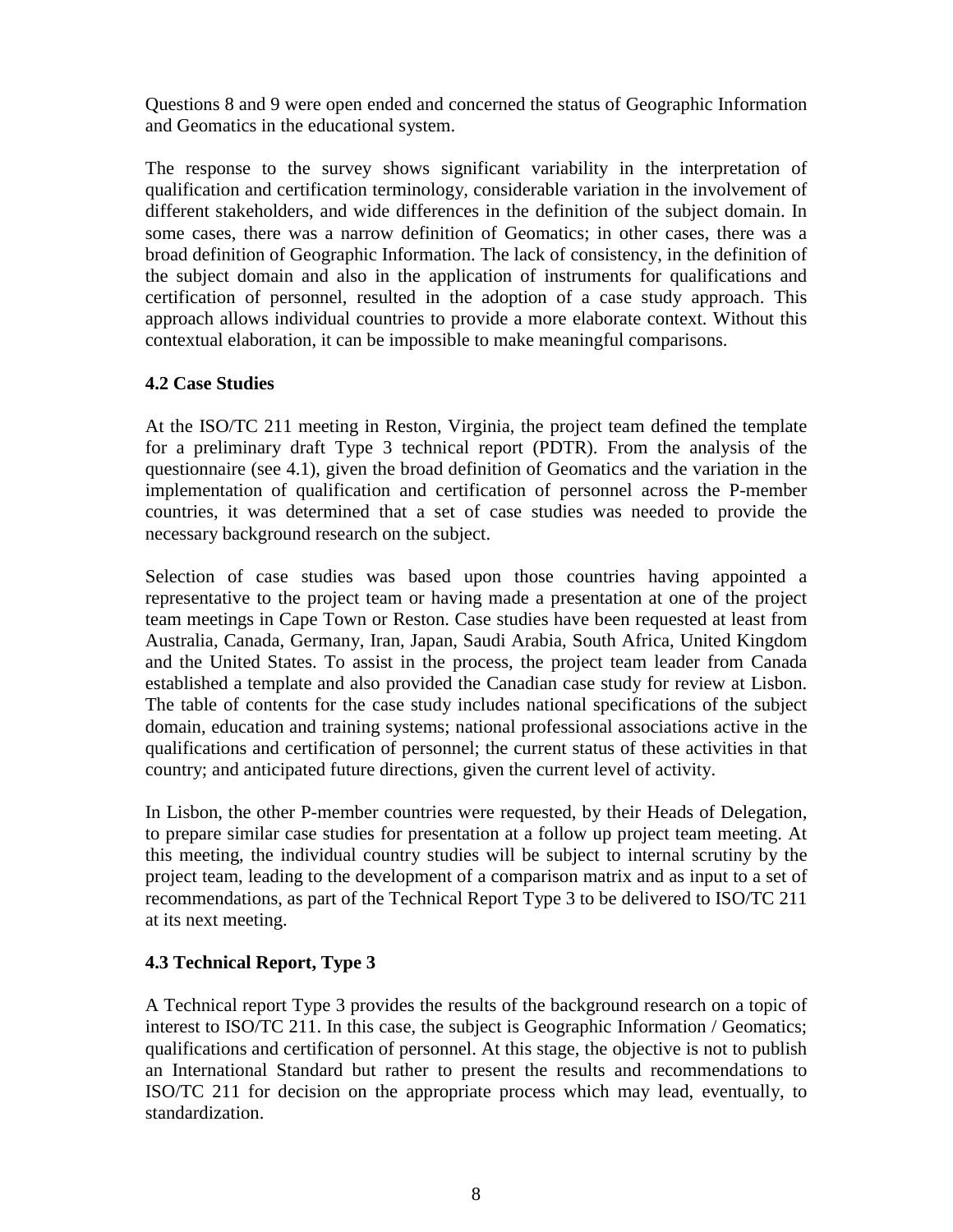Questions 8 and 9 were open ended and concerned the status of Geographic Information and Geomatics in the educational system.

The response to the survey shows significant variability in the interpretation of qualification and certification terminology, considerable variation in the involvement of different stakeholders, and wide differences in the definition of the subject domain. In some cases, there was a narrow definition of Geomatics; in other cases, there was a broad definition of Geographic Information. The lack of consistency, in the definition of the subject domain and also in the application of instruments for qualifications and certification of personnel, resulted in the adoption of a case study approach. This approach allows individual countries to provide a more elaborate context. Without this contextual elaboration, it can be impossible to make meaningful comparisons.

### 4.2 Case Studies

At the ISO/TC 211 meeting in Reston, Virginia, the project team defined the template for a preliminary draft Type 3 technical report (PDTR). From the analysis of the questionnaire (see 4.1), given the broad definition of Geomatics and the variation in the implementation of qualification and certification of personnel across the P-member countries, it was determined that a set of case studies was needed to provide the necessary background research on the subject.

Selection of case studies was based upon those countries having appointed a representative to the project team or having made a presentation at one of the project team meetings in Cape Town or Reston. Case studies have been requested at least from Australia, Canada, Germany, Iran, Japan, Saudi Arabia, South Africa, United Kingdom and the United States. To assist in the process, the project team leader from Canada established a template and also provided the Canadian case study for review at Lisbon. The table of contents for the case study includes national specifications of the subject domain, education and training systems; national professional associations active in the qualifications and certification of personnel; the current status of these activities in that country; and anticipated future directions, given the current level of activity.

In Lisbon, the other P-member countries were requested, by their Heads of Delegation, to prepare similar case studies for presentation at a follow up project team meeting. At this meeting, the individual country studies will be subject to internal scrutiny by the project team, leading to the development of a comparison matrix and as input to a set of recommendations, as part of the Technical Report Type 3 to be delivered to ISO/TC 211 at its next meeting.

### 4.3 Technical Report, Type 3

A Technical report Type 3 provides the results of the background research on a topic of interest to ISO/TC 211. In this case, the subject is Geographic Information / Geomatics; qualifications and certification of personnel. At this stage, the objective is not to publish an International Standard but rather to present the results and recommendations to ISO/TC 211 for decision on the appropriate process which may lead, eventually, to standardization.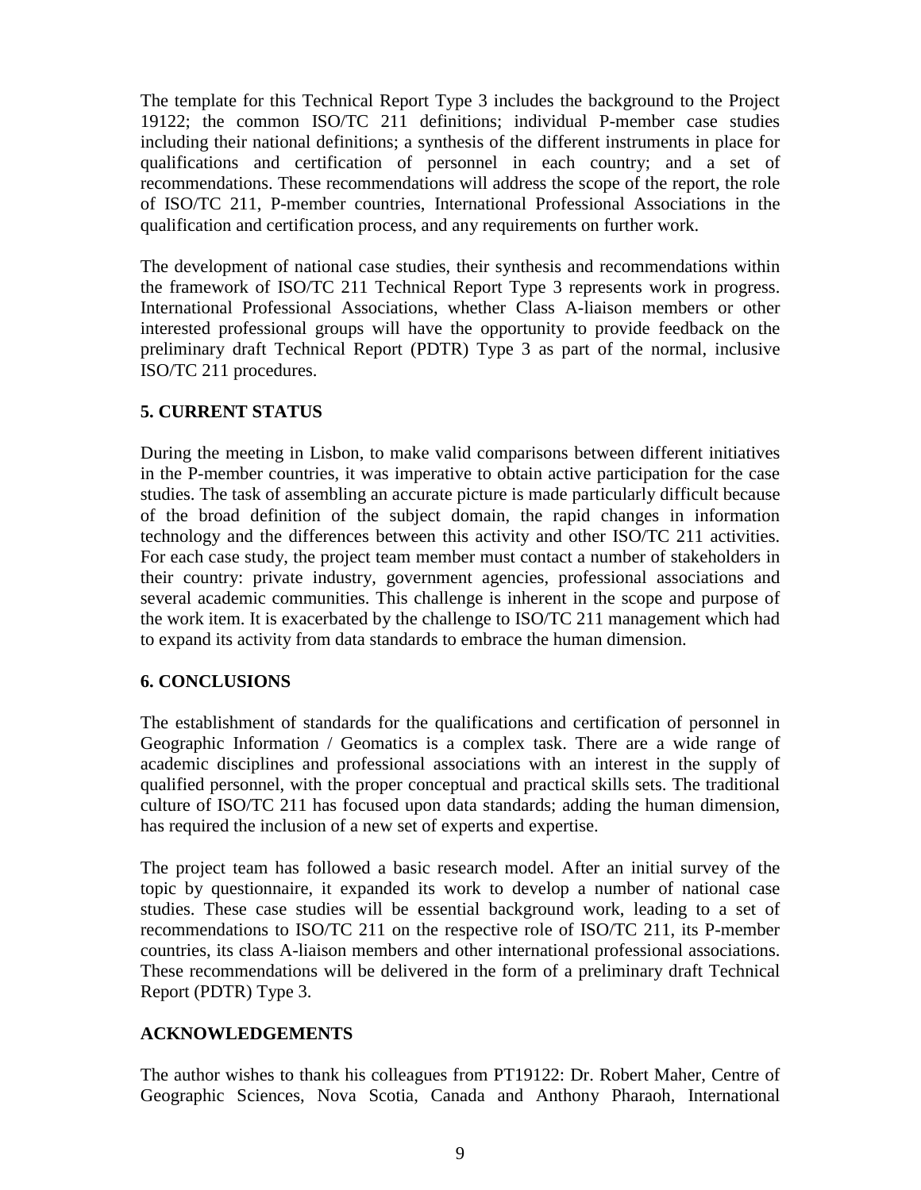The template for this Technical Report Type 3 includes the background to the Project 19122; the common ISO/TC 211 definitions; individual P-member case studies including their national definitions; a synthesis of the different instruments in place for qualifications and certification of personnel in each country; and a set of recommendations. These recommendations will address the scope of the report, the role of ISO/TC 211, P-member countries, International Professional Associations in the qualification and certification process, and any requirements on further work.

The development of national case studies, their synthesis and recommendations within the framework of ISO/TC 211 Technical Report Type 3 represents work in progress. International Professional Associations, whether Class A-liaison members or other interested professional groups will have the opportunity to provide feedback on the preliminary draft Technical Report (PDTR) Type 3 as part of the normal, inclusive ISO/TC 211 procedures.

## 5. CURRENT STATUS

During the meeting in Lisbon, to make valid comparisons between different initiatives in the P-member countries, it was imperative to obtain active participation for the case studies. The task of assembling an accurate picture is made particularly difficult because of the broad definition of the subject domain, the rapid changes in information technology and the differences between this activity and other ISO/TC 211 activities. For each case study, the project team member must contact a number of stakeholders in their country: private industry, government agencies, professional associations and several academic communities. This challenge is inherent in the scope and purpose of the work item. It is exacerbated by the challenge to ISO/TC 211 management which had to expand its activity from data standards to embrace the human dimension.

## 6. CONCLUSIONS

The establishment of standards for the qualifications and certification of personnel in Geographic Information / Geomatics is a complex task. There are a wide range of academic disciplines and professional associations with an interest in the supply of qualified personnel, with the proper conceptual and practical skills sets. The traditional culture of ISO/TC 211 has focused upon data standards; adding the human dimension, has required the inclusion of a new set of experts and expertise.

The project team has followed a basic research model. After an initial survey of the topic by questionnaire, it expanded its work to develop a number of national case studies. These case studies will be essential background work, leading to a set of recommendations to ISO/TC 211 on the respective role of ISO/TC 211, its P-member countries, its class A-liaison members and other international professional associations. These recommendations will be delivered in the form of a preliminary draft Technical Report (PDTR) Type 3.

## ACKNOWLEDGEMENTS

The author wishes to thank his colleagues from PT19122: Dr. Robert Maher, Centre of Geographic Sciences, Nova Scotia, Canada and Anthony Pharaoh, International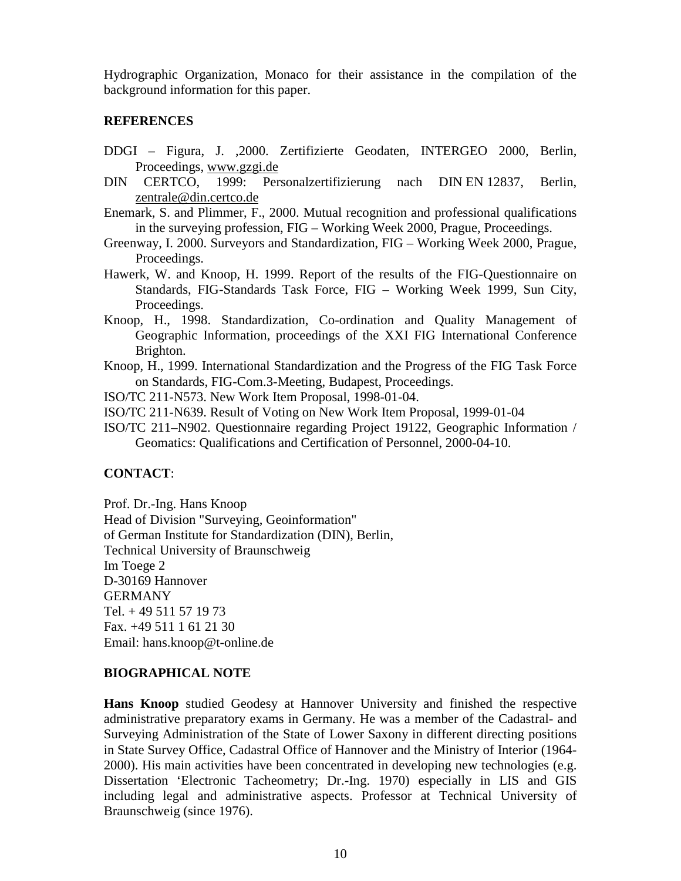Hydrographic Organization, Monaco for their assistance in the compilation of the background information for this paper.

## REFERENCES

DDGI – Figura, J. ,2000. Zertifizierte Geodaten, INTERGEO 2000, Berlin, Proceedings, www.gzgi.de

DIN CERTCO, 1999: Personalzertifizierung nach DIN EN 12837, Berlin, zentrale@din.certco.de

Enemark, S. and Plimmer, F., 2000. Mutual recognition and professional qualifications in the surveying profession, FIG – Working Week 2000, Prague, Proceedings.

Greenway, I. 2000. Surveyors and Standardization, FIG – Working Week 2000, Prague, Proceedings.

Hawerk, W. and Knoop, H. 1999. Report of the results of the FIG-Questionnaire on Standards, FIG-Standards Task Force, FIG – Working Week 1999, Sun City, Proceedings.

Knoop, H., 1998. Standardization, Co-ordination and Quality Management of Geographic Information, proceedings of the XXI FIG International Conference Brighton.

Knoop, H., 1999. International Standardization and the Progress of the FIG Task Force on Standards, FIG-Com.3-Meeting, Budapest, Proceedings.

ISO/TC 211-N573. New Work Item Proposal, 1998-01-04.

ISO/TC 211-N639. Result of Voting on New Work Item Proposal, 1999-01-04

ISO/TC 211–N902. Questionnaire regarding Project 19122, Geographic Information / Geomatics: Qualifications and Certification of Personnel, 2000-04-10.

## CONTACT:

Prof. Dr.-Ing. Hans Knoop
Head of Division "Surveying, Geoinformation"
of German Institute for Standardization (DIN), Berlin,
Technical University of Braunschweig
Im Toege 2
D-30169 Hannover
GERMANY
Tel. + 49 511 57 19 73
Fax. +49 511 1 61 21 30
Email: hans.knoop@t-online.de

## BIOGRAPHICAL NOTE

**Hans Knoop** studied Geodesy at Hannover University and finished the respective administrative preparatory exams in Germany. He was a member of the Cadastral- and Surveying Administration of the State of Lower Saxony in different directing positions in State Survey Office, Cadastral Office of Hannover and the Ministry of Interior (1964-2000). His main activities have been concentrated in developing new technologies (e.g. Dissertation 'Electronic Tacheometry; Dr.-Ing. 1970) especially in LIS and GIS including legal and administrative aspects. Professor at Technical University of Braunschweig (since 1976).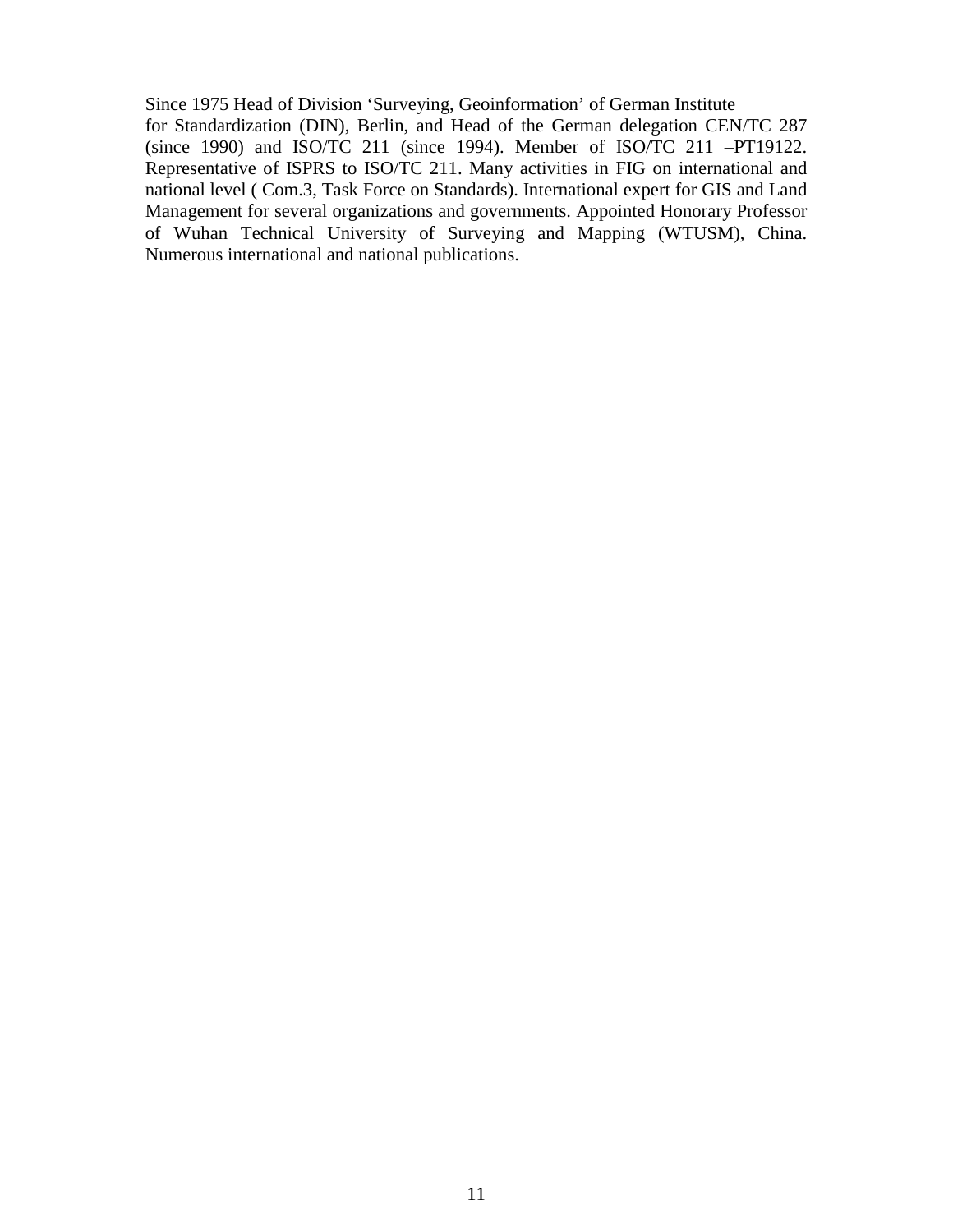Since 1975 Head of Division 'Surveying, Geoinformation' of German Institute for Standardization (DIN), Berlin, and Head of the German delegation CEN/TC 287 (since 1990) and ISO/TC 211 (since 1994). Member of ISO/TC 211 –PT19122. Representative of ISPRS to ISO/TC 211. Many activities in FIG on international and national level ( Com.3, Task Force on Standards). International expert for GIS and Land Management for several organizations and governments. Appointed Honorary Professor of Wuhan Technical University of Surveying and Mapping (WTUSM), China. Numerous international and national publications.